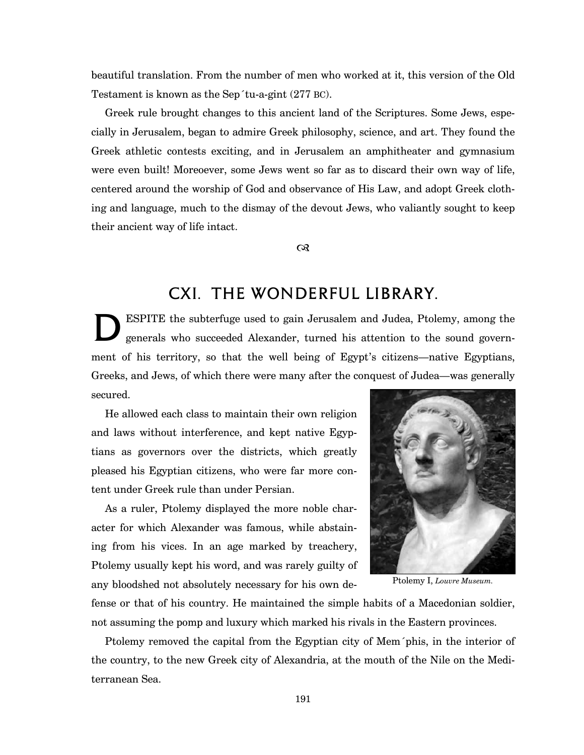beautiful translation. From the number of men who worked at it, this version of the Old Testament is known as the Sep´tu-a-gint (277 BC).

Greek rule brought changes to this ancient land of the Scriptures. Some Jews, especially in Jerusalem, began to admire Greek philosophy, science, and art. They found the Greek athletic contests exciting, and in Jerusalem an amphitheater and gymnasium were even built! Moreoever, some Jews went so far as to discard their own way of life, centered around the worship of God and observance of His Law, and adopt Greek clothing and language, much to the dismay of the devout Jews, who valiantly sought to keep their ancient way of life intact.

## CXI. THE WONDERFUL LIBRARY.

DESPITE the subterfuge used to gain Jerusalem and Judea, Ptolemy, among the generals who succeeded Alexander, turned his attention to the sound government of his territory, so that the well being of Egypt's citizens—native Egyptians, Greeks, and Jews, of which there were many after the conquest of Judea—was generally secured.

He allowed each class to maintain their own religion and laws without interference, and kept native Egyptians as governors over the districts, which greatly pleased his Egyptian citizens, who were far more content under Greek rule than under Persian.

Ptolemy I, *Louvre Museum.*

As a ruler, Ptolemy displayed the more noble character for which Alexander was famous, while abstaining from his vices. In an age marked by treachery, Ptolemy usually kept his word, and was rarely guilty of any bloodshed not absolutely necessary for his own defense or that of his country. He maintained the simple habits of a Macedonian soldier, not assuming the pomp and luxury which marked his rivals in the Eastern provinces.

Ptolemy removed the capital from the Egyptian city of Mem´phis, in the interior of the country, to the new Greek city of Alexandria, at the mouth of the Nile on the Mediterranean Sea.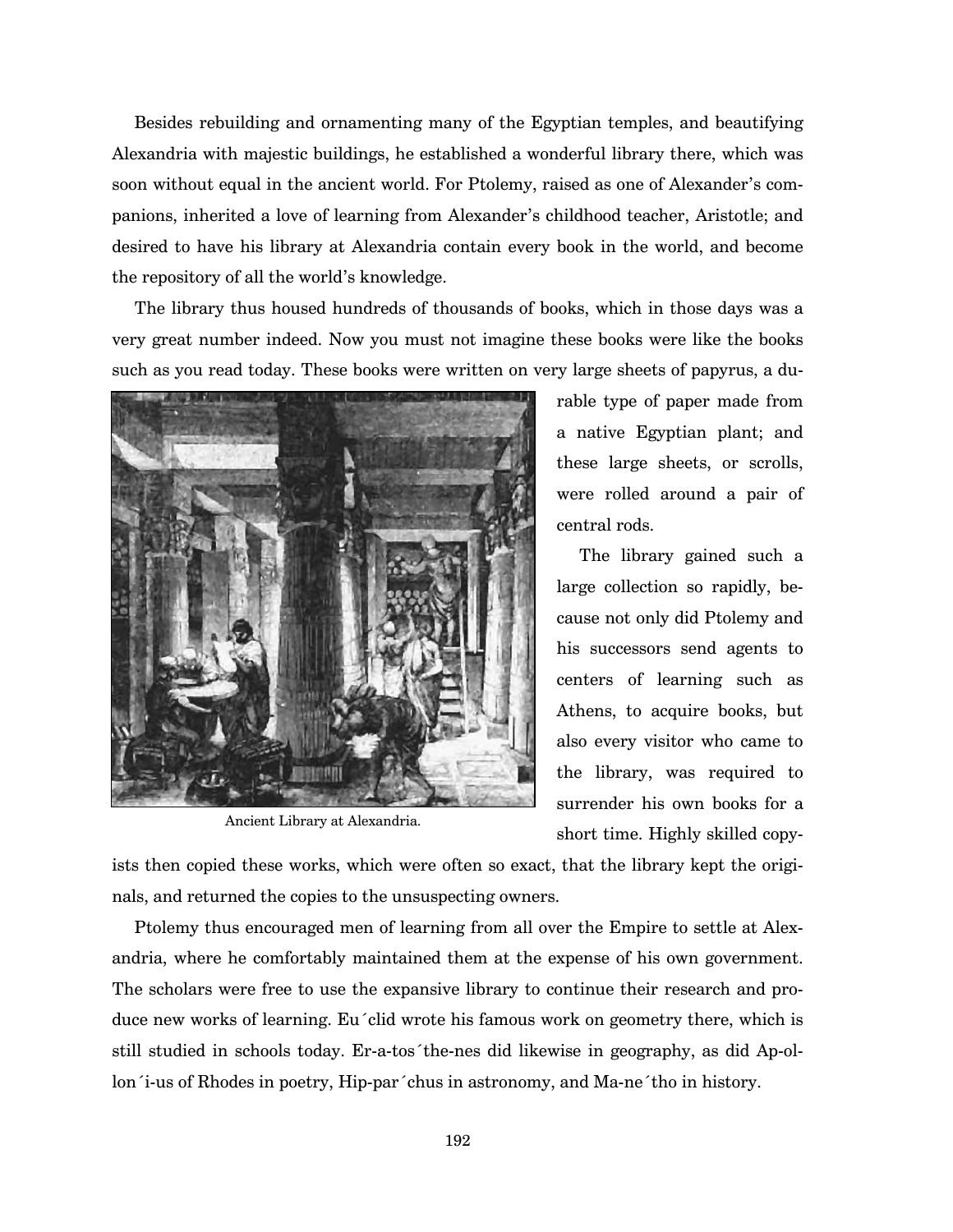Besides rebuilding and ornamenting many of the Egyptian temples, and beautifying Alexandria with majestic buildings, he established a wonderful library there, which was soon without equal in the ancient world. For Ptolemy, raised as one of Alexander's companions, inherited a love of learning from Alexander's childhood teacher, Aristotle; and desired to have his library at Alexandria contain every book in the world, and become the repository of all the world's knowledge.

The library thus housed hundreds of thousands of books, which in those days was a very great number indeed. Now you must not imagine these books were like the books such as you read today. These books were written on very large sheets of papyrus, a durable type of paper made from a native Egyptian plant; and these large sheets, or scrolls, were rolled around a pair of central rods.

Ancient Library at Alexandria.

The library gained such a large collection so rapidly, because not only did Ptolemy and his successors send agents to centers of learning such as Athens, to acquire books, but also every visitor who came to the library, was required to surrender his own books for a short time. Highly skilled copyists then copied these works, which were often so exact, that the library kept the originals, and returned the copies to the unsuspecting owners.

Ptolemy thus encouraged men of learning from all over the Empire to settle at Alexandria, where he comfortably maintained them at the expense of his own government. The scholars were free to use the expansive library to continue their research and produce new works of learning. Eu´clid wrote his famous work on geometry there, which is still studied in schools today. Er-a-tos´the-nes did likewise in geography, as did Ap-ol-lon´i-us of Rhodes in poetry, Hip-par´chus in astronomy, and Ma-ne´tho in history.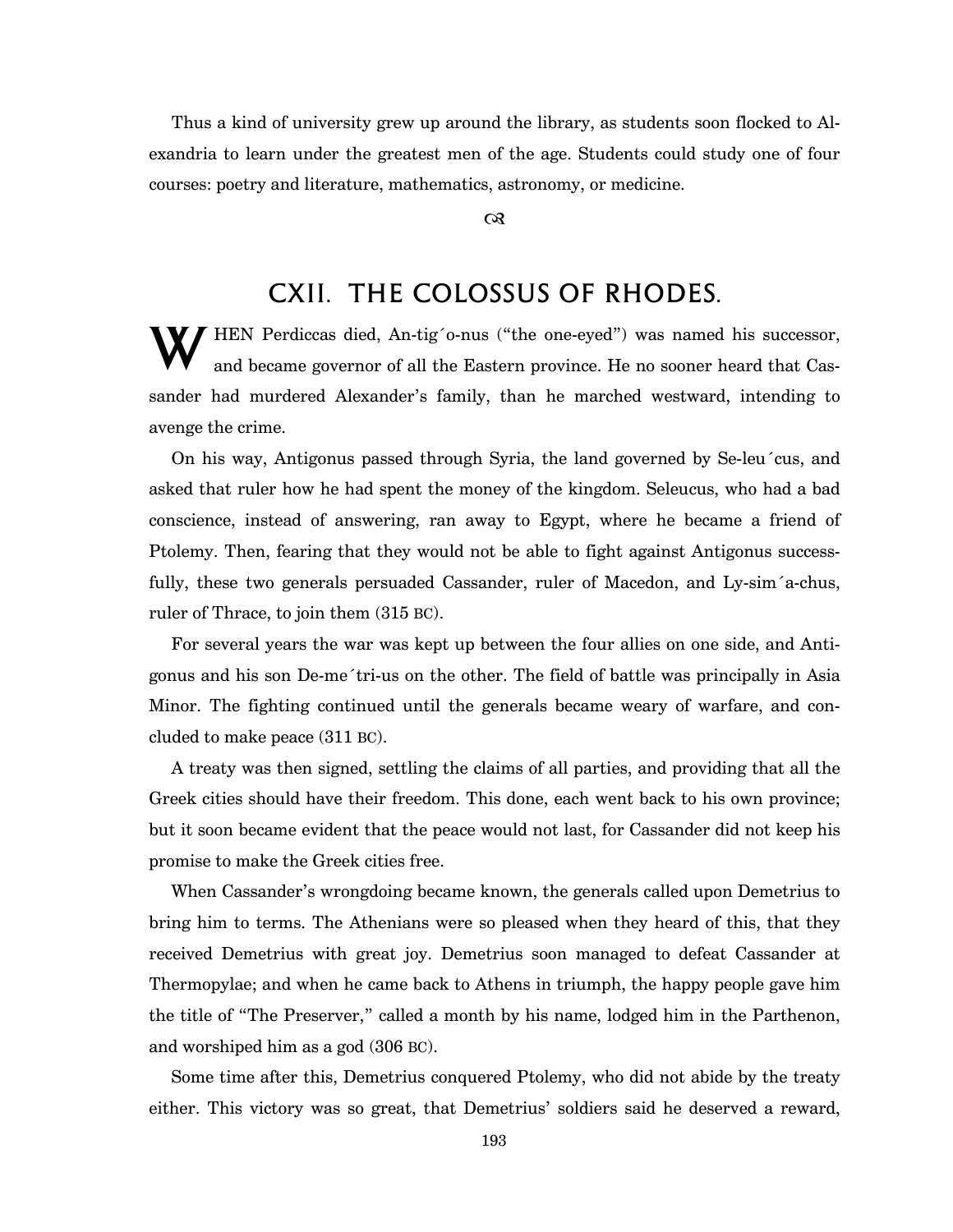Thus a kind of university grew up around the library, as students soon flocked to Alexandria to learn under the greatest men of the age. Students could study one of four courses: poetry and literature, mathematics, astronomy, or medicine.

## CXII. THE COLOSSUS OF RHODES.

WHEN Perdiccas died, An-tig´o-nus ("the one-eyed") was named his successor, and became governor of all the Eastern province. He no sooner heard that Cassander had murdered Alexander's family, than he marched westward, intending to avenge the crime.

On his way, Antigonus passed through Syria, the land governed by Se-leu´cus, and asked that ruler how he had spent the money of the kingdom. Seleucus, who had a bad conscience, instead of answering, ran away to Egypt, where he became a friend of Ptolemy. Then, fearing that they would not be able to fight against Antigonus successfully, these two generals persuaded Cassander, ruler of Macedon, and Ly-sim´a-chus, ruler of Thrace, to join them (315 BC).

For several years the war was kept up between the four allies on one side, and Antigonus and his son De-me´tri-us on the other. The field of battle was principally in Asia Minor. The fighting continued until the generals became weary of warfare, and concluded to make peace (311 BC).

A treaty was then signed, settling the claims of all parties, and providing that all the Greek cities should have their freedom. This done, each went back to his own province; but it soon became evident that the peace would not last, for Cassander did not keep his promise to make the Greek cities free.

When Cassander's wrongdoing became known, the generals called upon Demetrius to bring him to terms. The Athenians were so pleased when they heard of this, that they received Demetrius with great joy. Demetrius soon managed to defeat Cassander at Thermopylae; and when he came back to Athens in triumph, the happy people gave him the title of "The Preserver," called a month by his name, lodged him in the Parthenon, and worshiped him as a god (306 BC).

Some time after this, Demetrius conquered Ptolemy, who did not abide by the treaty either. This victory was so great, that Demetrius' soldiers said he deserved a reward,